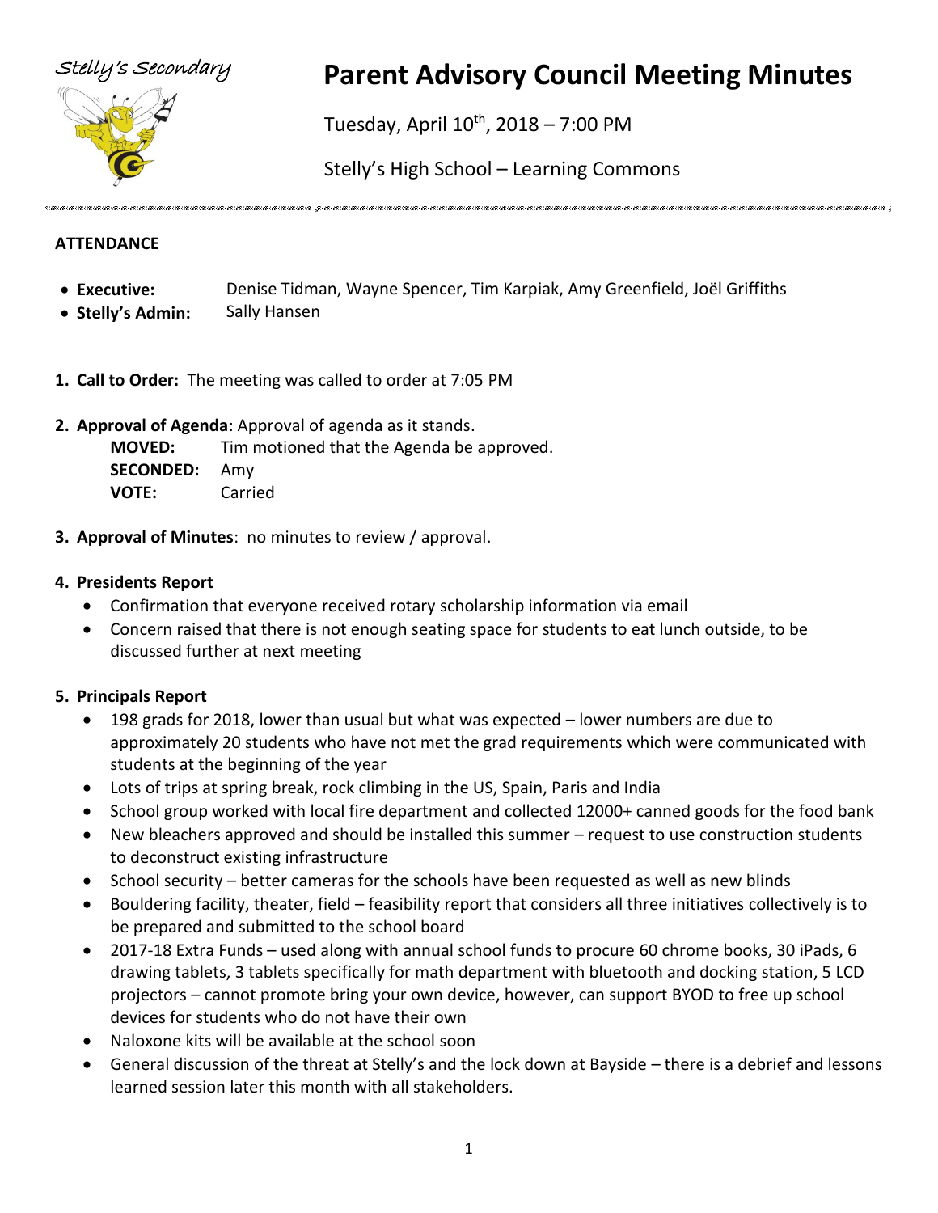Stelly's Secondary

# Parent Advisory Council Meeting Minutes

Tuesday, April 10th, 2018 – 7:00 PM

Stelly's High School – Learning Commons

## ATTENDANCE

- **Executive:** Denise Tidman, Wayne Spencer, Tim Karpiak, Amy Greenfield, Joël Griffiths
- **Stelly's Admin:** Sally Hansen

1. **Call to Order:** The meeting was called to order at 7:05 PM

2. **Approval of Agenda**: Approval of agenda as it stands.
   **MOVED:** Tim motioned that the Agenda be approved.
   **SECONDED:** Amy
   **VOTE:** Carried

3. **Approval of Minutes**: no minutes to review / approval.

4. **Presidents Report**
   - Confirmation that everyone received rotary scholarship information via email
   - Concern raised that there is not enough seating space for students to eat lunch outside, to be discussed further at next meeting

5. **Principals Report**
   - 198 grads for 2018, lower than usual but what was expected – lower numbers are due to approximately 20 students who have not met the grad requirements which were communicated with students at the beginning of the year
   - Lots of trips at spring break, rock climbing in the US, Spain, Paris and India
   - School group worked with local fire department and collected 12000+ canned goods for the food bank
   - New bleachers approved and should be installed this summer – request to use construction students to deconstruct existing infrastructure
   - School security – better cameras for the schools have been requested as well as new blinds
   - Bouldering facility, theater, field – feasibility report that considers all three initiatives collectively is to be prepared and submitted to the school board
   - 2017-18 Extra Funds – used along with annual school funds to procure 60 chrome books, 30 iPads, 6 drawing tablets, 3 tablets specifically for math department with bluetooth and docking station, 5 LCD projectors – cannot promote bring your own device, however, can support BYOD to free up school devices for students who do not have their own
   - Naloxone kits will be available at the school soon
   - General discussion of the threat at Stelly's and the lock down at Bayside – there is a debrief and lessons learned session later this month with all stakeholders.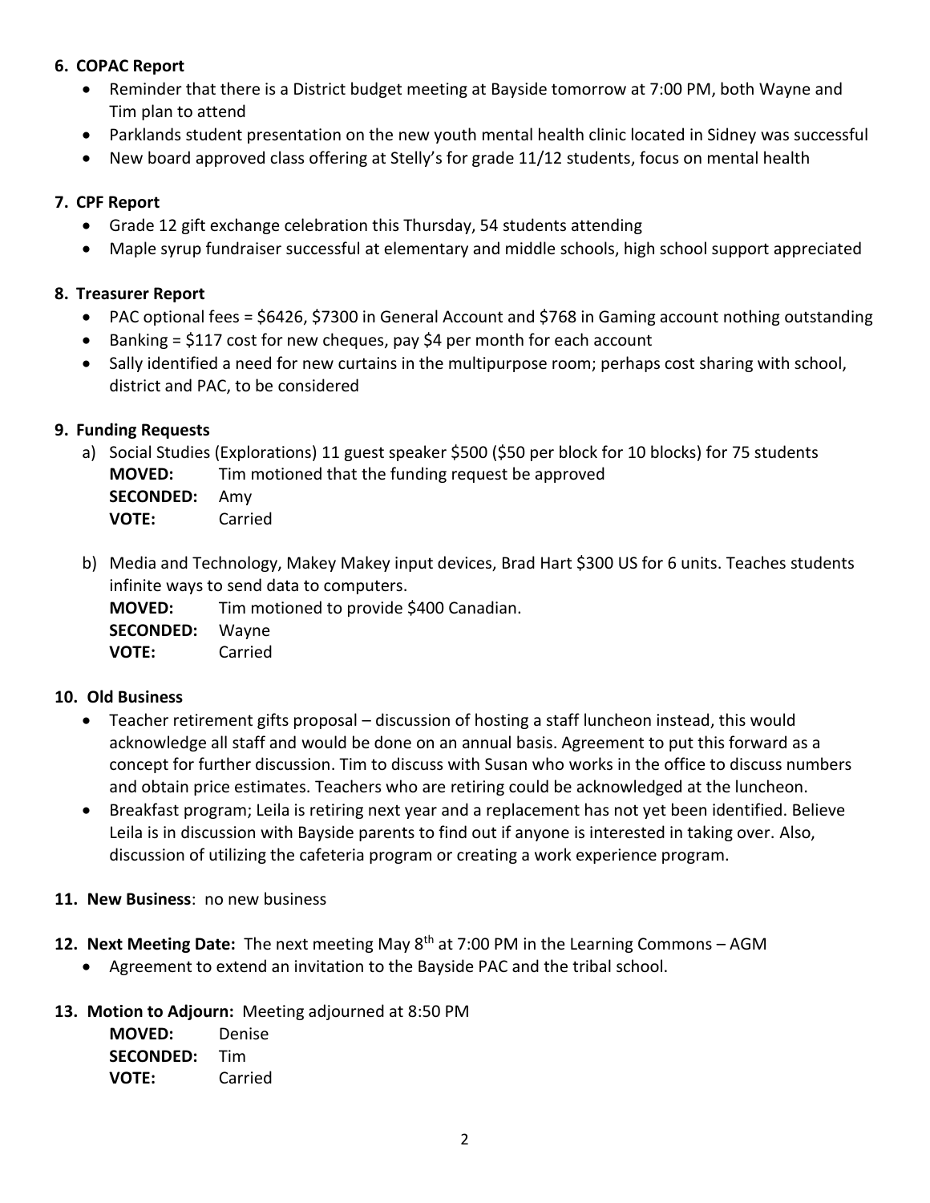**6. COPAC Report**

- Reminder that there is a District budget meeting at Bayside tomorrow at 7:00 PM, both Wayne and Tim plan to attend
- Parklands student presentation on the new youth mental health clinic located in Sidney was successful
- New board approved class offering at Stelly's for grade 11/12 students, focus on mental health

**7. CPF Report**

- Grade 12 gift exchange celebration this Thursday, 54 students attending
- Maple syrup fundraiser successful at elementary and middle schools, high school support appreciated

**8. Treasurer Report**

- PAC optional fees = $6426, $7300 in General Account and $768 in Gaming account nothing outstanding
- Banking = $117 cost for new cheques, pay $4 per month for each account
- Sally identified a need for new curtains in the multipurpose room; perhaps cost sharing with school, district and PAC, to be considered

**9. Funding Requests**

a) Social Studies (Explorations) 11 guest speaker $500 ($50 per block for 10 blocks) for 75 students

**MOVED:** Tim motioned that the funding request be approved
**SECONDED:** Amy
**VOTE:** Carried

b) Media and Technology, Makey Makey input devices, Brad Hart $300 US for 6 units. Teaches students infinite ways to send data to computers.

**MOVED:** Tim motioned to provide $400 Canadian.
**SECONDED:** Wayne
**VOTE:** Carried

**10. Old Business**

- Teacher retirement gifts proposal – discussion of hosting a staff luncheon instead, this would acknowledge all staff and would be done on an annual basis. Agreement to put this forward as a concept for further discussion. Tim to discuss with Susan who works in the office to discuss numbers and obtain price estimates. Teachers who are retiring could be acknowledged at the luncheon.
- Breakfast program; Leila is retiring next year and a replacement has not yet been identified. Believe Leila is in discussion with Bayside parents to find out if anyone is interested in taking over. Also, discussion of utilizing the cafeteria program or creating a work experience program.

**11. New Business**: no new business

**12. Next Meeting Date:** The next meeting May 8th at 7:00 PM in the Learning Commons – AGM

- Agreement to extend an invitation to the Bayside PAC and the tribal school.

**13. Motion to Adjourn:** Meeting adjourned at 8:50 PM

**MOVED:** Denise
**SECONDED:** Tim
**VOTE:** Carried